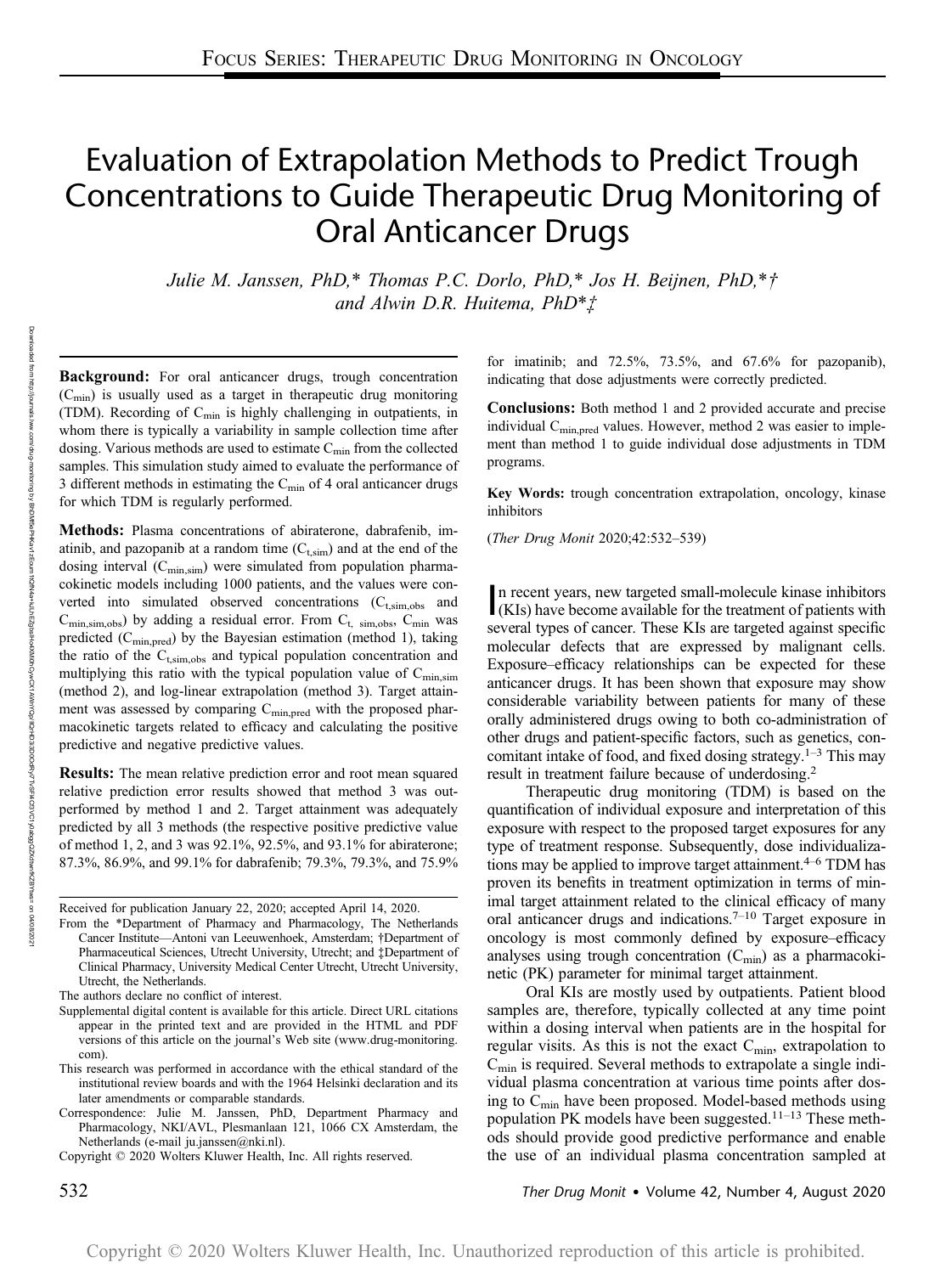# Evaluation of Extrapolation Methods to Predict Trough Concentrations to Guide Therapeutic Drug Monitoring of Oral Anticancer Drugs

*Julie M. Janssen, PhD,\* Thomas P.C. Dorlo, PhD,\* Jos H. Beijnen, PhD,\*† and Alwin D.R. Huitema, PhD\*‡*

**Background:** For oral anticancer drugs, trough concentration ($C_{min}$) is usually used as a target in therapeutic drug monitoring (TDM). Recording of $C_{min}$ is highly challenging in outpatients, in whom there is typically a variability in sample collection time after dosing. Various methods are used to estimate $C_{min}$ from the collected samples. This simulation study aimed to evaluate the performance of 3 different methods in estimating the $C_{min}$ of 4 oral anticancer drugs for which TDM is regularly performed.

**Methods:** Plasma concentrations of abiraterone, dabrafenib, imatinib, and pazopanib at a random time ($C_{t,sim}$) and at the end of the dosing interval ($C_{min,sim}$) were simulated from population pharmacokinetic models including 1000 patients, and the values were converted into simulated observed concentrations ($C_{t,sim,obs}$ and $C_{min,sim,obs}$) by adding a residual error. From $C_{t,\ sim,obs}$, $C_{min}$ was predicted ($C_{min,pred}$) by the Bayesian estimation (method 1), taking the ratio of the $C_{t,sim,obs}$ and typical population concentration and multiplying this ratio with the typical population value of $C_{min,sim}$ (method 2), and log-linear extrapolation (method 3). Target attainment was assessed by comparing $C_{min,pred}$ with the proposed pharmacokinetic targets related to efficacy and calculating the positive predictive and negative predictive values.

**Results:** The mean relative prediction error and root mean squared relative prediction error results showed that method 3 was outperformed by method 1 and 2. Target attainment was adequately predicted by all 3 methods (the respective positive predictive value of method 1, 2, and 3 was 92.1%, 92.5%, and 93.1% for abiraterone; 87.3%, 86.9%, and 99.1% for dabrafenib; 79.3%, 79.3%, and 75.9% for imatinib; and 72.5%, 73.5%, and 67.6% for pazopanib), indicating that dose adjustments were correctly predicted.

**Conclusions:** Both method 1 and 2 provided accurate and precise individual $C_{min,pred}$ values. However, method 2 was easier to implement than method 1 to guide individual dose adjustments in TDM programs.

**Key Words:** trough concentration extrapolation, oncology, kinase inhibitors

(*Ther Drug Monit* 2020;42:532–539)

In recent years, new targeted small-molecule kinase inhibitors (KIs) have become available for the treatment of patients with several types of cancer. These KIs are targeted against specific molecular defects that are expressed by malignant cells. Exposure–efficacy relationships can be expected for these anticancer drugs. It has been shown that exposure may show considerable variability between patients for many of these orally administered drugs owing to both co-administration of other drugs and patient-specific factors, such as genetics, concomitant intake of food, and fixed dosing strategy.[1–3] This may result in treatment failure because of underdosing.[2]

Therapeutic drug monitoring (TDM) is based on the quantification of individual exposure and interpretation of this exposure with respect to the proposed target exposures for any type of treatment response. Subsequently, dose individualizations may be applied to improve target attainment.[4–6] TDM has proven its benefits in treatment optimization in terms of minimal target attainment related to the clinical efficacy of many oral anticancer drugs and indications.[7–10] Target exposure in oncology is most commonly defined by exposure–efficacy analyses using trough concentration ($C_{min}$) as a pharmacokinetic (PK) parameter for minimal target attainment.

Oral KIs are mostly used by outpatients. Patient blood samples are, therefore, typically collected at any time point within a dosing interval when patients are in the hospital for regular visits. As this is not the exact $C_{min}$, extrapolation to $C_{min}$ is required. Several methods to extrapolate a single individual plasma concentration at various time points after dosing to $C_{min}$ have been proposed. Model-based methods using population PK models have been suggested.[11–13] These methods should provide good predictive performance and enable the use of an individual plasma concentration sampled at

Received for publication January 22, 2020; accepted April 14, 2020.

From the \*Department of Pharmacy and Pharmacology, The Netherlands Cancer Institute—Antoni van Leeuwenhoek, Amsterdam; †Department of Pharmaceutical Sciences, Utrecht University, Utrecht; and ‡Department of Clinical Pharmacy, University Medical Center Utrecht, Utrecht University, Utrecht, the Netherlands.

The authors declare no conflict of interest.

Supplemental digital content is available for this article. Direct URL citations appear in the printed text and are provided in the HTML and PDF versions of this article on the journal's Web site (www.drug-monitoring.com).

This research was performed in accordance with the ethical standard of the institutional review boards and with the 1964 Helsinki declaration and its later amendments or comparable standards.

Correspondence: Julie M. Janssen, PhD, Department Pharmacy and Pharmacology, NKI/AVL, Plesmanlaan 121, 1066 CX Amsterdam, the Netherlands (e-mail ju.janssen@nki.nl).

Copyright © 2020 Wolters Kluwer Health, Inc. All rights reserved.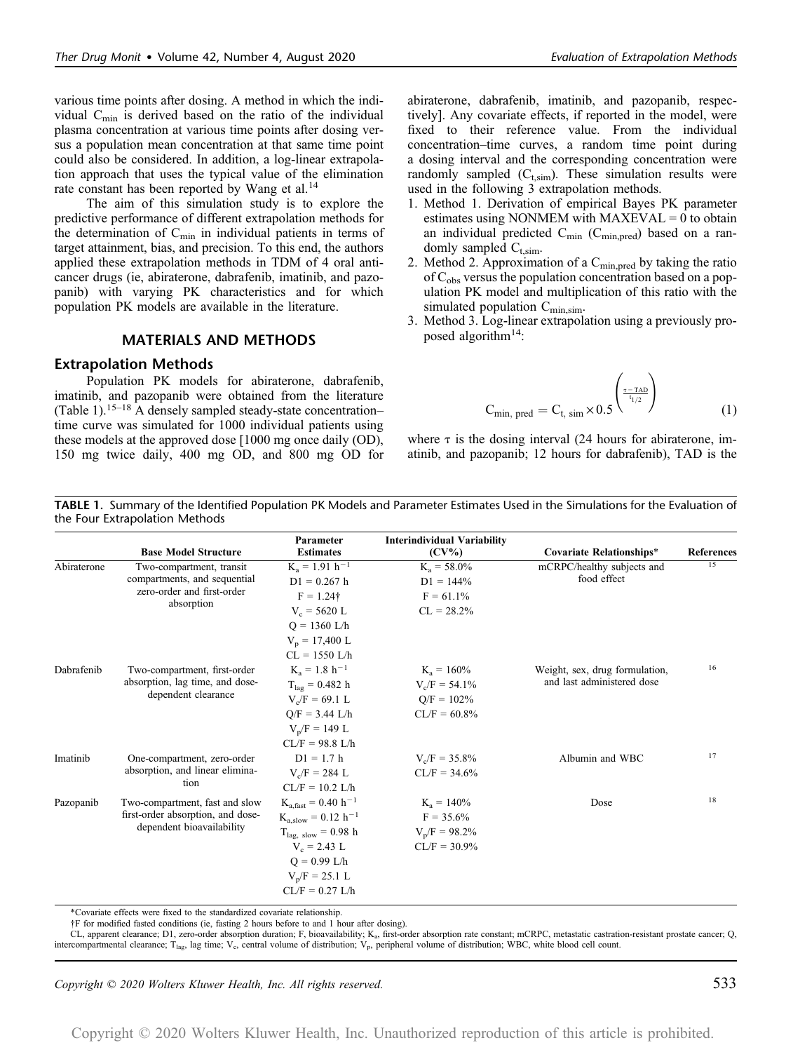various time points after dosing. A method in which the individual $C_{min}$ is derived based on the ratio of the individual plasma concentration at various time points after dosing versus a population mean concentration at that same time point could also be considered. In addition, a log-linear extrapolation approach that uses the typical value of the elimination rate constant has been reported by Wang et al.[14]

The aim of this simulation study is to explore the predictive performance of different extrapolation methods for the determination of $C_{min}$ in individual patients in terms of target attainment, bias, and precision. To this end, the authors applied these extrapolation methods in TDM of 4 oral anticancer drugs (ie, abiraterone, dabrafenib, imatinib, and pazopanib) with varying PK characteristics and for which population PK models are available in the literature.

## MATERIALS AND METHODS

### Extrapolation Methods

Population PK models for abiraterone, dabrafenib, imatinib, and pazopanib were obtained from the literature (Table 1).[15–18] A densely sampled steady-state concentration–time curve was simulated for 1000 individual patients using these models at the approved dose [1000 mg once daily (OD), 150 mg twice daily, 400 mg OD, and 800 mg OD for abiraterone, dabrafenib, imatinib, and pazopanib, respectively]. Any covariate effects, if reported in the model, were fixed to their reference value. From the individual concentration–time curves, a random time point during a dosing interval and the corresponding concentration were randomly sampled ($C_{t,sim}$). These simulation results were used in the following 3 extrapolation methods.

1. Method 1. Derivation of empirical Bayes PK parameter estimates using NONMEM with MAXEVAL = 0 to obtain an individual predicted $C_{min}$ ($C_{min,pred}$) based on a randomly sampled $C_{t,sim}$.
2. Method 2. Approximation of a $C_{min,pred}$ by taking the ratio of $C_{obs}$ versus the population concentration based on a population PK model and multiplication of this ratio with the simulated population $C_{min,sim}$.
3. Method 3. Log-linear extrapolation using a previously proposed algorithm[14]:

$$C_{min,\,pred} = C_{t,\,sim} \times 0.5^{\left(\frac{\tau - TAD}{t_{1/2}}\right)} \quad (1)$$

where $\tau$ is the dosing interval (24 hours for abiraterone, imatinib, and pazopanib; 12 hours for dabrafenib), TAD is the

**TABLE 1.** Summary of the Identified Population PK Models and Parameter Estimates Used in the Simulations for the Evaluation of the Four Extrapolation Methods

| | Base Model Structure | Parameter Estimates | Interindividual Variability (CV%) | Covariate Relationships* | References |
|---|---|---|---|---|---|
| Abiraterone | Two-compartment, transit compartments, and sequential zero-order and first-order absorption | $K_a$ = 1.91 $h^{-1}$<br>D1 = 0.267 h<br>F = 1.24†<br>$V_c$ = 5620 L<br>Q = 1360 L/h<br>$V_p$ = 17,400 L<br>CL = 1550 L/h | $K_a$ = 58.0%<br>D1 = 144%<br>F = 61.1%<br>CL = 28.2% | mCRPC/healthy subjects and food effect | 15 |
| Dabrafenib | Two-compartment, first-order absorption, lag time, and dose-dependent clearance | $K_a$ = 1.8 $h^{-1}$<br>$T_{lag}$ = 0.482 h<br>$V_c/F$ = 69.1 L<br>Q/F = 3.44 L/h<br>$V_p/F$ = 149 L<br>CL/F = 98.8 L/h | $K_a$ = 160%<br>$V_c/F$ = 54.1%<br>Q/F = 102%<br>CL/F = 60.8% | Weight, sex, drug formulation, and last administered dose | 16 |
| Imatinib | One-compartment, zero-order absorption, and linear elimination | D1 = 1.7 h<br>$V_c/F$ = 284 L<br>CL/F = 10.2 L/h | $V_c/F$ = 35.8%<br>CL/F = 34.6% | Albumin and WBC | 17 |
| Pazopanib | Two-compartment, fast and slow first-order absorption, and dose-dependent bioavailability | $K_{a,fast}$ = 0.40 $h^{-1}$<br>$K_{a,slow}$ = 0.12 $h^{-1}$<br>$T_{lag,\,slow}$ = 0.98 h<br>$V_c$ = 2.43 L<br>Q = 0.99 L/h<br>$V_p/F$ = 25.1 L<br>CL/F = 0.27 L/h | $K_a$ = 140%<br>F = 35.6%<br>$V_p/F$ = 98.2%<br>CL/F = 30.9% | Dose | 18 |

*Covariate effects were fixed to the standardized covariate relationship.

†F for modified fasted conditions (ie, fasting 2 hours before to and 1 hour after dosing).

CL, apparent clearance; D1, zero-order absorption duration; F, bioavailability; $K_a$, first-order absorption rate constant; mCRPC, metastatic castration-resistant prostate cancer; Q, intercompartmental clearance; $T_{lag}$, lag time; $V_c$, central volume of distribution; $V_p$, peripheral volume of distribution; WBC, white blood cell count.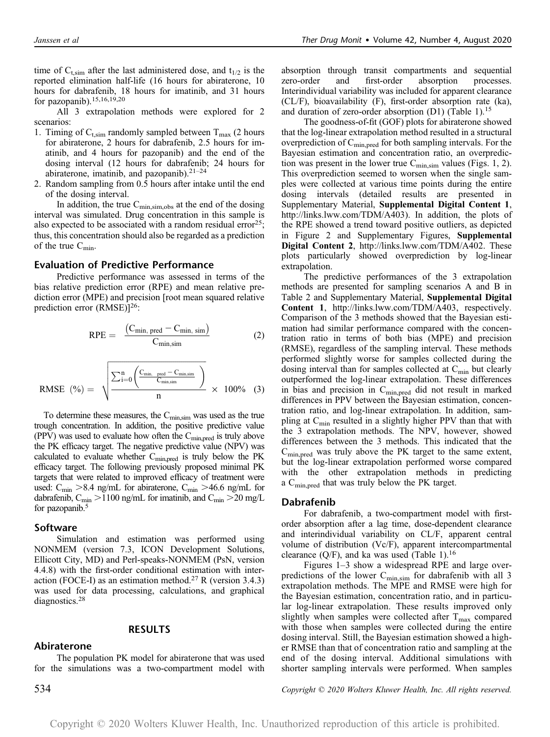time of $C_{t,sim}$ after the last administered dose, and $t_{1/2}$ is the reported elimination half-life (16 hours for abiraterone, 10 hours for dabrafenib, 18 hours for imatinib, and 31 hours for pazopanib).[15,16,19,20]

All 3 extrapolation methods were explored for 2 scenarios:

1. Timing of $C_{t,sim}$ randomly sampled between $T_{max}$ (2 hours for abiraterone, 2 hours for dabrafenib, 2.5 hours for imatinib, and 4 hours for pazopanib) and the end of the dosing interval (12 hours for dabrafenib; 24 hours for abiraterone, imatinib, and pazopanib).[21–24]
2. Random sampling from 0.5 hours after intake until the end of the dosing interval.

In addition, the true $C_{min,sim,obs}$ at the end of the dosing interval was simulated. Drug concentration in this sample is also expected to be associated with a random residual error[25]; thus, this concentration should also be regarded as a prediction of the true $C_{min}$.

### Evaluation of Predictive Performance

Predictive performance was assessed in terms of the bias relative prediction error (RPE) and mean relative prediction error (MPE) and precision [root mean squared relative prediction error (RMSE)][26]:

$$\text{RPE} = \frac{\left(C_{\text{min, pred}} - C_{\text{min, sim}}\right)}{C_{\text{min,sim}}} \quad (2)$$

$$\text{RMSE } (\%) = \sqrt{\frac{\sum_{i=0}^{n}\left(\frac{C_{\text{min, pred}} - C_{\text{min,sim}}}{C_{\text{min,sim}}}\right)}{n}} \times 100\% \quad (3)$$

To determine these measures, the $C_{min,sim}$ was used as the true trough concentration. In addition, the positive predictive value (PPV) was used to evaluate how often the $C_{min,pred}$ is truly above the PK efficacy target. The negative predictive value (NPV) was calculated to evaluate whether $C_{min,pred}$ is truly below the PK efficacy target. The following previously proposed minimal PK targets that were related to improved efficacy of treatment were used: $C_{min}$ >8.4 ng/mL for abiraterone, $C_{min}$ >46.6 ng/mL for dabrafenib, $C_{min}$ >1100 ng/mL for imatinib, and $C_{min}$ >20 mg/L for pazopanib.[5]

### Software

Simulation and estimation was performed using NONMEM (version 7.3, ICON Development Solutions, Ellicott City, MD) and Perl-speaks-NONMEM (PsN, version 4.4.8) with the first-order conditional estimation with interaction (FOCE-I) as an estimation method.[27] R (version 3.4.3) was used for data processing, calculations, and graphical diagnostics.[28]

## RESULTS

### Abiraterone

The population PK model for abiraterone that was used for the simulations was a two-compartment model with absorption through transit compartments and sequential zero-order and first-order absorption processes. Interindividual variability was included for apparent clearance (CL/F), bioavailability (F), first-order absorption rate (ka), and duration of zero-order absorption (D1) (Table 1).[15]

The goodness-of-fit (GOF) plots for abiraterone showed that the log-linear extrapolation method resulted in a structural overprediction of $C_{min,pred}$ for both sampling intervals. For the Bayesian estimation and concentration ratio, an overprediction was present in the lower true $C_{min,sim}$ values (Figs. 1, 2). This overprediction seemed to worsen when the single samples were collected at various time points during the entire dosing intervals (detailed results are presented in Supplementary Material, **Supplemental Digital Content 1**, http://links.lww.com/TDM/A403). In addition, the plots of the RPE showed a trend toward positive outliers, as depicted in Figure 2 and Supplementary Figures, **Supplemental Digital Content 2**, http://links.lww.com/TDM/A402. These plots particularly showed overprediction by log-linear extrapolation.

The predictive performances of the 3 extrapolation methods are presented for sampling scenarios A and B in Table 2 and Supplementary Material, **Supplemental Digital Content 1**, http://links.lww.com/TDM/A403, respectively. Comparison of the 3 methods showed that the Bayesian estimation had similar performance compared with the concentration ratio in terms of both bias (MPE) and precision (RMSE), regardless of the sampling interval. These methods performed slightly worse for samples collected during the dosing interval than for samples collected at $C_{min}$ but clearly outperformed the log-linear extrapolation. These differences in bias and precision in $C_{min,pred}$ did not result in marked differences in PPV between the Bayesian estimation, concentration ratio, and log-linear extrapolation. In addition, sampling at $C_{min}$ resulted in a slightly higher PPV than that with the 3 extrapolation methods. The NPV, however, showed differences between the 3 methods. This indicated that the $C_{min,pred}$ was truly above the PK target to the same extent, but the log-linear extrapolation performed worse compared with the other extrapolation methods in predicting a $C_{min,pred}$ that was truly below the PK target.

### Dabrafenib

For dabrafenib, a two-compartment model with first-order absorption after a lag time, dose-dependent clearance and interindividual variability on CL/F, apparent central volume of distribution (Vc/F), apparent intercompartmental clearance (Q/F), and ka was used (Table 1).[16]

Figures 1–3 show a widespread RPE and large overpredictions of the lower $C_{min,sim}$ for dabrafenib with all 3 extrapolation methods. The MPE and RMSE were high for the Bayesian estimation, concentration ratio, and in particular log-linear extrapolation. These results improved only slightly when samples were collected after $T_{max}$ compared with those when samples were collected during the entire dosing interval. Still, the Bayesian estimation showed a higher RMSE than that of concentration ratio and sampling at the end of the dosing interval. Additional simulations with shorter sampling intervals were performed. When samples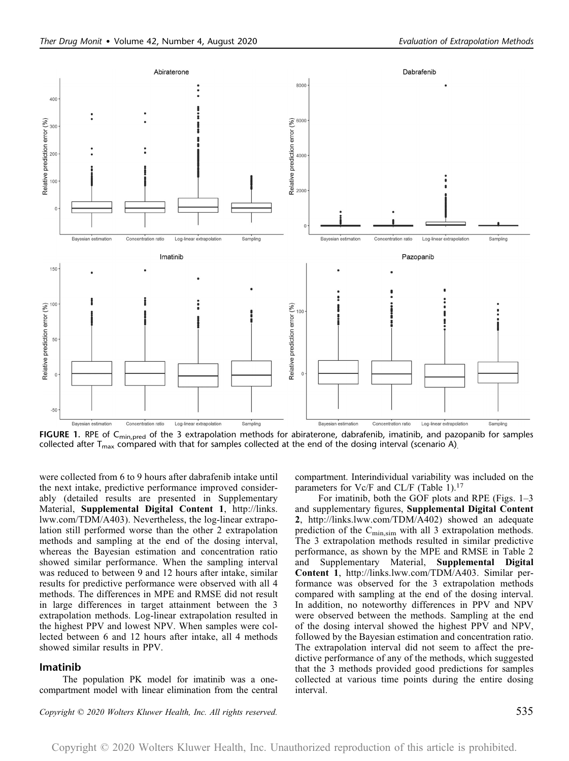Abiraterone

Relative prediction error (%)

400

300

200

100

0

Bayesian estimation Concentration ratio Log-linear extrapolation Sampling

Dabrafenib

Relative prediction error (%)

8000

6000

4000

2000

0

Bayesian estimation Concentration ratio Log-linear extrapolation Sampling

Imatinib

Relative prediction error (%)

150

100

50

0

-50

Bayesian estimation Concentration ratio Log-linear extrapolation Sampling

Pazopanib

Relative prediction error (%)

100

0

Bayesian estimation Concentration ratio Log-linear extrapolation Sampling

**FIGURE 1.** RPE of $C_{min,pred}$ of the 3 extrapolation methods for abiraterone, dabrafenib, imatinib, and pazopanib for samples collected after $T_{max}$ compared with that for samples collected at the end of the dosing interval (scenario A).

were collected from 6 to 9 hours after dabrafenib intake until the next intake, predictive performance improved considerably (detailed results are presented in Supplementary Material, **Supplemental Digital Content 1**, http://links.lww.com/TDM/A403). Nevertheless, the log-linear extrapolation still performed worse than the other 2 extrapolation methods and sampling at the end of the dosing interval, whereas the Bayesian estimation and concentration ratio showed similar performance. When the sampling interval was reduced to between 9 and 12 hours after intake, similar results for predictive performance were observed with all 4 methods. The differences in MPE and RMSE did not result in large differences in target attainment between the 3 extrapolation methods. Log-linear extrapolation resulted in the highest PPV and lowest NPV. When samples were collected between 6 and 12 hours after intake, all 4 methods showed similar results in PPV.

## Imatinib

The population PK model for imatinib was a one-compartment model with linear elimination from the central compartment. Interindividual variability was included on the parameters for Vc/F and CL/F (Table 1).[17]

For imatinib, both the GOF plots and RPE (Figs. 1–3 and supplementary figures, **Supplemental Digital Content 2**, http://links.lww.com/TDM/A402) showed an adequate prediction of the $C_{min,sim}$ with all 3 extrapolation methods. The 3 extrapolation methods resulted in similar predictive performance, as shown by the MPE and RMSE in Table 2 and Supplementary Material, **Supplemental Digital Content 1**, http://links.lww.com/TDM/A403. Similar performance was observed for the 3 extrapolation methods compared with sampling at the end of the dosing interval. In addition, no noteworthy differences in PPV and NPV were observed between the methods. Sampling at the end of the dosing interval showed the highest PPV and NPV, followed by the Bayesian estimation and concentration ratio. The extrapolation interval did not seem to affect the predictive performance of any of the methods, which suggested that the 3 methods provided good predictions for samples collected at various time points during the entire dosing interval.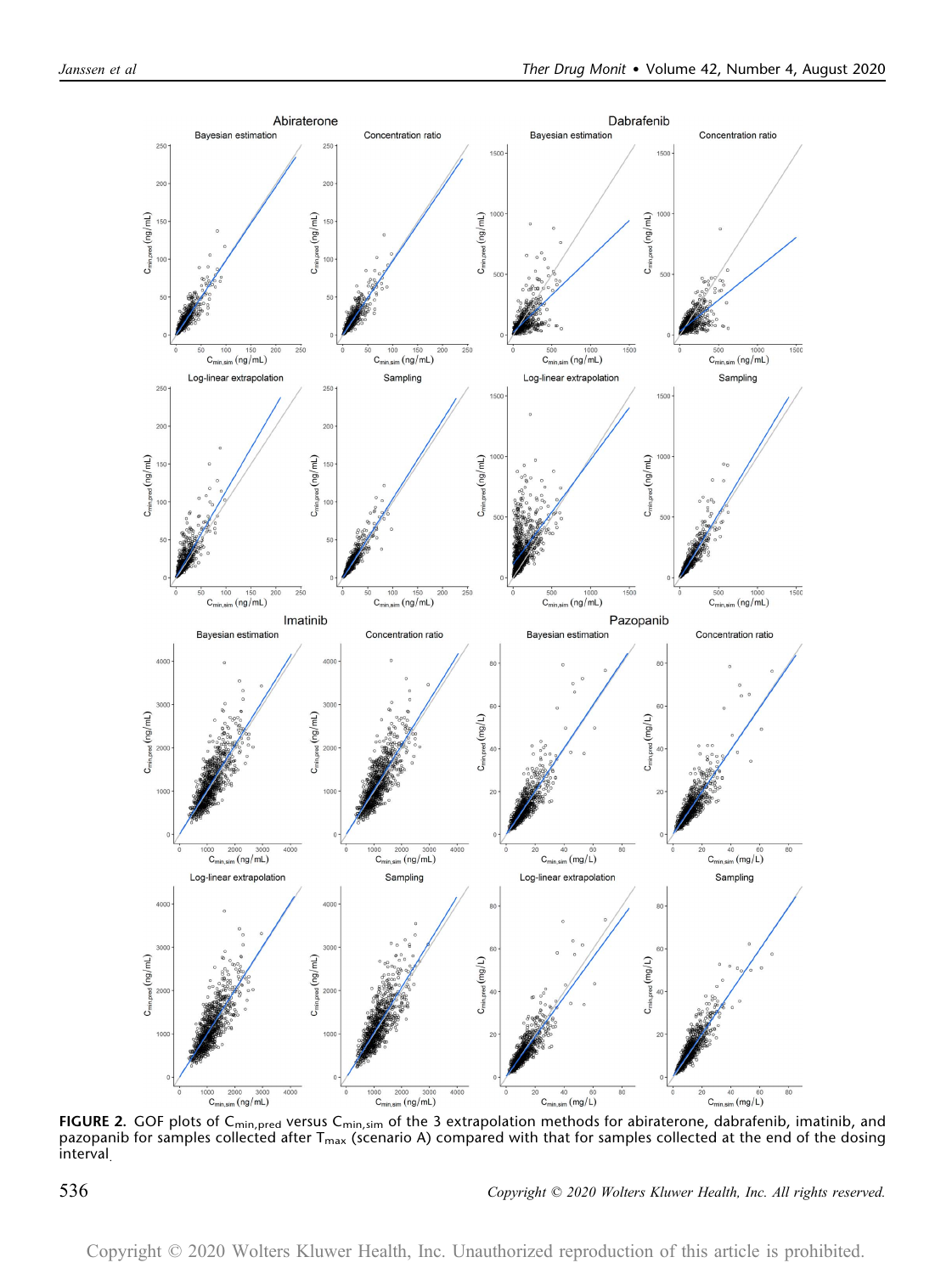Abiraterone

Bayesian estimation

Concentration ratio

Log-linear extrapolation

Sampling

Dabrafenib

Bayesian estimation

Concentration ratio

Log-linear extrapolation

Sampling

Imatinib

Bayesian estimation

Concentration ratio

Log-linear extrapolation

Sampling

Pazopanib

Bayesian estimation

Concentration ratio

Log-linear extrapolation

Sampling

**FIGURE 2.** GOF plots of $C_{min,pred}$ versus $C_{min,sim}$ of the 3 extrapolation methods for abiraterone, dabrafenib, imatinib, and pazopanib for samples collected after $T_{max}$ (scenario A) compared with that for samples collected at the end of the dosing interval.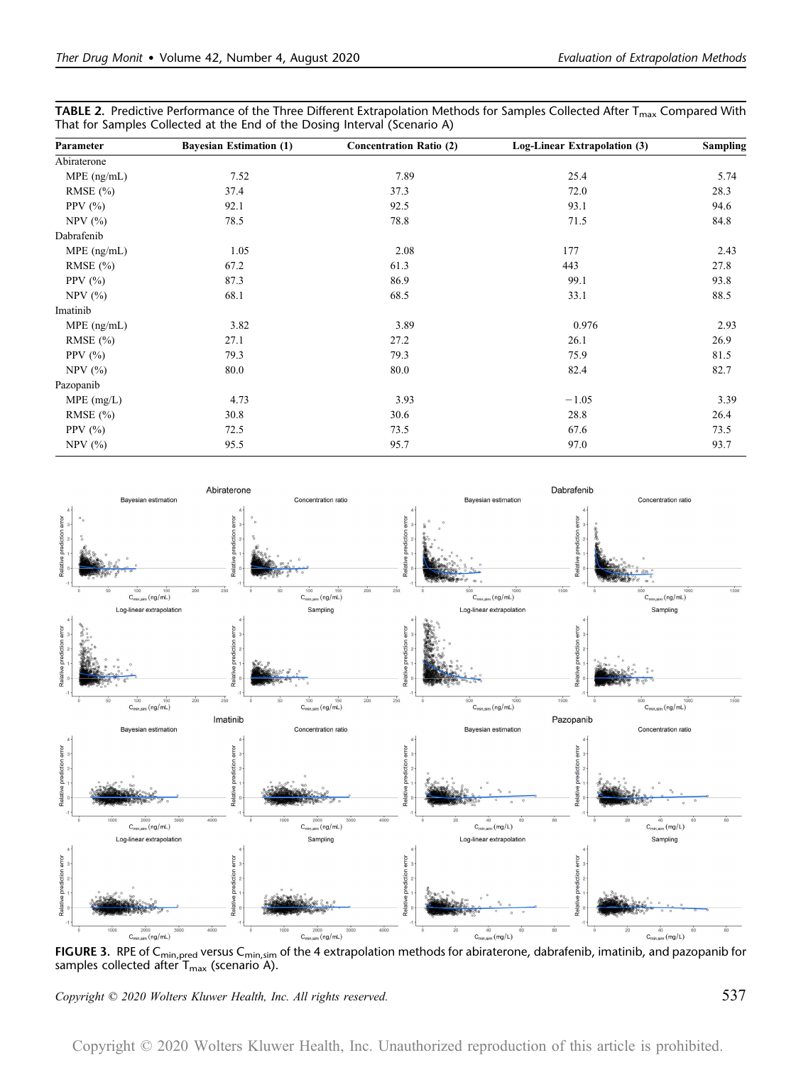**TABLE 2.** Predictive Performance of the Three Different Extrapolation Methods for Samples Collected After $T_{max}$ Compared With That for Samples Collected at the End of the Dosing Interval (Scenario A)

| Parameter | Bayesian Estimation (1) | Concentration Ratio (2) | Log-Linear Extrapolation (3) | Sampling |
|---|---|---|---|---|
| Abiraterone | | | | |
| MPE (ng/mL) | 7.52 | 7.89 | 25.4 | 5.74 |
| RMSE (%) | 37.4 | 37.3 | 72.0 | 28.3 |
| PPV (%) | 92.1 | 92.5 | 93.1 | 94.6 |
| NPV (%) | 78.5 | 78.8 | 71.5 | 84.8 |
| Dabrafenib | | | | |
| MPE (ng/mL) | 1.05 | 2.08 | 177 | 2.43 |
| RMSE (%) | 67.2 | 61.3 | 443 | 27.8 |
| PPV (%) | 87.3 | 86.9 | 99.1 | 93.8 |
| NPV (%) | 68.1 | 68.5 | 33.1 | 88.5 |
| Imatinib | | | | |
| MPE (ng/mL) | 3.82 | 3.89 | 0.976 | 2.93 |
| RMSE (%) | 27.1 | 27.2 | 26.1 | 26.9 |
| PPV (%) | 79.3 | 79.3 | 75.9 | 81.5 |
| NPV (%) | 80.0 | 80.0 | 82.4 | 82.7 |
| Pazopanib | | | | |
| MPE (mg/L) | 4.73 | 3.93 | −1.05 | 3.39 |
| RMSE (%) | 30.8 | 30.6 | 28.8 | 26.4 |
| PPV (%) | 72.5 | 73.5 | 67.6 | 73.5 |
| NPV (%) | 95.5 | 95.7 | 97.0 | 93.7 |

Abiraterone
Bayesian estimation
Concentration ratio
Log-linear extrapolation
Sampling
Relative prediction error
$C_{min,sim}$ (ng/mL)

Dabrafenib
Bayesian estimation
Concentration ratio
Log-linear extrapolation
Sampling
Relative prediction error
$C_{min,sim}$ (ng/mL)

Imatinib
Bayesian estimation
Concentration ratio
Log-linear extrapolation
Sampling
Relative prediction error
$C_{min,sim}$ (ng/mL)

Pazopanib
Bayesian estimation
Concentration ratio
Log-linear extrapolation
Sampling
Relative prediction error
$C_{min,sim}$ (mg/L)

**FIGURE 3.** RPE of $C_{min,pred}$ versus $C_{min,sim}$ of the 4 extrapolation methods for abiraterone, dabrafenib, imatinib, and pazopanib for samples collected after $T_{max}$ (scenario A).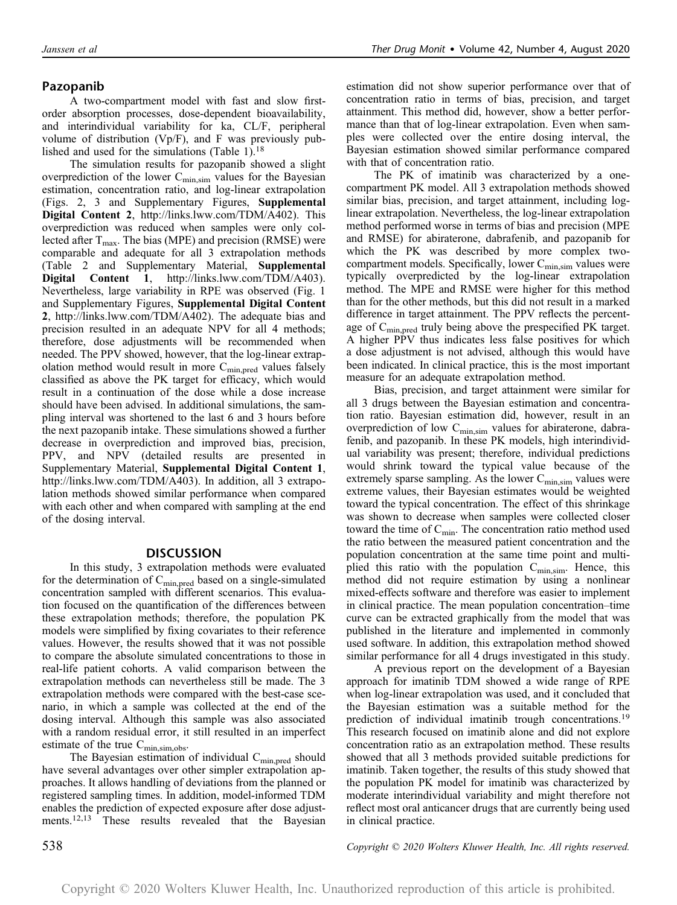### Pazopanib

A two-compartment model with fast and slow first-order absorption processes, dose-dependent bioavailability, and interindividual variability for ka, CL/F, peripheral volume of distribution (Vp/F), and F was previously published and used for the simulations (Table 1).[18]

The simulation results for pazopanib showed a slight overprediction of the lower $C_{min,sim}$ values for the Bayesian estimation, concentration ratio, and log-linear extrapolation (Figs. 2, 3 and Supplementary Figures, **Supplemental Digital Content 2**, http://links.lww.com/TDM/A402). This overprediction was reduced when samples were only collected after $T_{max}$. The bias (MPE) and precision (RMSE) were comparable and adequate for all 3 extrapolation methods (Table 2 and Supplementary Material, **Supplemental Digital Content 1**, http://links.lww.com/TDM/A403). Nevertheless, large variability in RPE was observed (Fig. 1 and Supplementary Figures, **Supplemental Digital Content 2**, http://links.lww.com/TDM/A402). The adequate bias and precision resulted in an adequate NPV for all 4 methods; therefore, dose adjustments will be recommended when needed. The PPV showed, however, that the log-linear extrapolation method would result in more $C_{min,pred}$ values falsely classified as above the PK target for efficacy, which would result in a continuation of the dose while a dose increase should have been advised. In additional simulations, the sampling interval was shortened to the last 6 and 3 hours before the next pazopanib intake. These simulations showed a further decrease in overprediction and improved bias, precision, PPV, and NPV (detailed results are presented in Supplementary Material, **Supplemental Digital Content 1**, http://links.lww.com/TDM/A403). In addition, all 3 extrapolation methods showed similar performance when compared with each other and when compared with sampling at the end of the dosing interval.

## DISCUSSION

In this study, 3 extrapolation methods were evaluated for the determination of $C_{min,pred}$ based on a single-simulated concentration sampled with different scenarios. This evaluation focused on the quantification of the differences between these extrapolation methods; therefore, the population PK models were simplified by fixing covariates to their reference values. However, the results showed that it was not possible to compare the absolute simulated concentrations to those in real-life patient cohorts. A valid comparison between the extrapolation methods can nevertheless still be made. The 3 extrapolation methods were compared with the best-case scenario, in which a sample was collected at the end of the dosing interval. Although this sample was also associated with a random residual error, it still resulted in an imperfect estimate of the true $C_{min,sim,obs}$.

The Bayesian estimation of individual $C_{min,pred}$ should have several advantages over other simpler extrapolation approaches. It allows handling of deviations from the planned or registered sampling times. In addition, model-informed TDM enables the prediction of expected exposure after dose adjustments.[12,13] These results revealed that the Bayesian estimation did not show superior performance over that of concentration ratio in terms of bias, precision, and target attainment. This method did, however, show a better performance than that of log-linear extrapolation. Even when samples were collected over the entire dosing interval, the Bayesian estimation showed similar performance compared with that of concentration ratio.

The PK of imatinib was characterized by a one-compartment PK model. All 3 extrapolation methods showed similar bias, precision, and target attainment, including log-linear extrapolation. Nevertheless, the log-linear extrapolation method performed worse in terms of bias and precision (MPE and RMSE) for abiraterone, dabrafenib, and pazopanib for which the PK was described by more complex two-compartment models. Specifically, lower $C_{min,sim}$ values were typically overpredicted by the log-linear extrapolation method. The MPE and RMSE were higher for this method than for the other methods, but this did not result in a marked difference in target attainment. The PPV reflects the percentage of $C_{min,pred}$ truly being above the prespecified PK target. A higher PPV thus indicates less false positives for which a dose adjustment is not advised, although this would have been indicated. In clinical practice, this is the most important measure for an adequate extrapolation method.

Bias, precision, and target attainment were similar for all 3 drugs between the Bayesian estimation and concentration ratio. Bayesian estimation did, however, result in an overprediction of low $C_{min,sim}$ values for abiraterone, dabrafenib, and pazopanib. In these PK models, high interindividual variability was present; therefore, individual predictions would shrink toward the typical value because of the extremely sparse sampling. As the lower $C_{min,sim}$ values were extreme values, their Bayesian estimates would be weighted toward the typical concentration. The effect of this shrinkage was shown to decrease when samples were collected closer toward the time of $C_{min}$. The concentration ratio method used the ratio between the measured patient concentration and the population concentration at the same time point and multiplied this ratio with the population $C_{min,sim}$. Hence, this method did not require estimation by using a nonlinear mixed-effects software and therefore was easier to implement in clinical practice. The mean population concentration–time curve can be extracted graphically from the model that was published in the literature and implemented in commonly used software. In addition, this extrapolation method showed similar performance for all 4 drugs investigated in this study.

A previous report on the development of a Bayesian approach for imatinib TDM showed a wide range of RPE when log-linear extrapolation was used, and it concluded that the Bayesian estimation was a suitable method for the prediction of individual imatinib trough concentrations.[19] This research focused on imatinib alone and did not explore concentration ratio as an extrapolation method. These results showed that all 3 methods provided suitable predictions for imatinib. Taken together, the results of this study showed that the population PK model for imatinib was characterized by moderate interindividual variability and might therefore not reflect most oral anticancer drugs that are currently being used in clinical practice.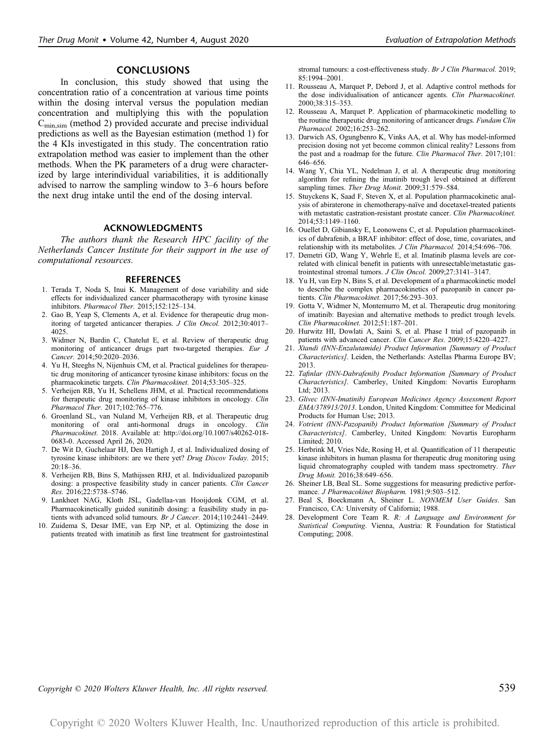## CONCLUSIONS

In conclusion, this study showed that using the concentration ratio of a concentration at various time points within the dosing interval versus the population median concentration and multiplying this with the population $C_{min,sim}$ (method 2) provided accurate and precise individual predictions as well as the Bayesian estimation (method 1) for the 4 KIs investigated in this study. The concentration ratio extrapolation method was easier to implement than the other methods. When the PK parameters of a drug were characterized by large interindividual variabilities, it is additionally advised to narrow the sampling window to 3–6 hours before the next drug intake until the end of the dosing interval.

## ACKNOWLEDGMENTS

*The authors thank the Research HPC facility of the Netherlands Cancer Institute for their support in the use of computational resources.*

## REFERENCES

1. Terada T, Noda S, Inui K. Management of dose variability and side effects for individualized cancer pharmacotherapy with tyrosine kinase inhibitors. *Pharmacol Ther.* 2015;152:125–134.
2. Gao B, Yeap S, Clements A, et al. Evidence for therapeutic drug monitoring of targeted anticancer therapies. *J Clin Oncol.* 2012;30:4017–4025.
3. Widmer N, Bardin C, Chatelut E, et al. Review of therapeutic drug monitoring of anticancer drugs part two-targeted therapies. *Eur J Cancer.* 2014;50:2020–2036.
4. Yu H, Steeghs N, Nijenhuis CM, et al. Practical guidelines for therapeutic drug monitoring of anticancer tyrosine kinase inhibitors: focus on the pharmacokinetic targets. *Clin Pharmacokinet.* 2014;53:305–325.
5. Verheijen RB, Yu H, Schellens JHM, et al. Practical recommendations for therapeutic drug monitoring of kinase inhibitors in oncology. *Clin Pharmacol Ther.* 2017;102:765–776.
6. Groenland SL, van Nuland M, Verheijen RB, et al. Therapeutic drug monitoring of oral anti-hormonal drugs in oncology. *Clin Pharmacokinet.* 2018. Available at: http://doi.org/10.1007/s40262-018-0683-0. Accessed April 26, 2020.
7. De Wit D, Guchelaar HJ, Den Hartigh J, et al. Individualized dosing of tyrosine kinase inhibitors: are we there yet? *Drug Discov Today.* 2015;20:18–36.
8. Verheijen RB, Bins S, Mathijssen RHJ, et al. Individualized pazopanib dosing: a prospective feasibility study in cancer patients. *Clin Cancer Res.* 2016;22:5738–5746.
9. Lankheet NAG, Kloth JSL, Gadellaa-van Hooijdonk CGM, et al. Pharmacokinetically guided sunitinib dosing: a feasibility study in patients with advanced solid tumours. *Br J Cancer.* 2014;110:2441–2449.
10. Zuidema S, Desar IME, van Erp NP, et al. Optimizing the dose in patients treated with imatinib as first line treatment for gastrointestinal stromal tumours: a cost-effectiveness study. *Br J Clin Pharmacol.* 2019;85:1994–2001.
11. Rousseau A, Marquet P, Debord J, et al. Adaptive control methods for the dose individualisation of anticancer agents. *Clin Pharmacokinet.* 2000;38:315–353.
12. Rousseau A, Marquet P. Application of pharmacokinetic modelling to the routine therapeutic drug monitoring of anticancer drugs. *Fundam Clin Pharmacol.* 2002;16:253–262.
13. Darwich AS, Ogungbenro K, Vinks AA, et al. Why has model-informed precision dosing not yet become common clinical reality? Lessons from the past and a roadmap for the future. *Clin Pharmacol Ther.* 2017;101:646–656.
14. Wang Y, Chia YL, Nedelman J, et al. A therapeutic drug monitoring algorithm for refining the imatinib trough level obtained at different sampling times. *Ther Drug Monit.* 2009;31:579–584.
15. Stuyckens K, Saad F, Steven X, et al. Population pharmacokinetic analysis of abiraterone in chemotherapy-naïve and docetaxel-treated patients with metastatic castration-resistant prostate cancer. *Clin Pharmacokinet.* 2014;53:1149–1160.
16. Ouellet D, Gibiansky E, Leonowens C, et al. Population pharmacokinetics of dabrafenib, a BRAF inhibitor: effect of dose, time, covariates, and relationship with its metabolites. *J Clin Pharmacol.* 2014;54:696–706.
17. Demetri GD, Wang Y, Wehrle E, et al. Imatinib plasma levels are correlated with clinical benefit in patients with unresectable/metastatic gastrointestinal stromal tumors. *J Clin Oncol.* 2009;27:3141–3147.
18. Yu H, van Erp N, Bins S, et al. Development of a pharmacokinetic model to describe the complex pharmacokinetics of pazopanib in cancer patients. *Clin Pharmacokinet.* 2017;56:293–303.
19. Gotta V, Widmer N, Montemurro M, et al. Therapeutic drug monitoring of imatinib: Bayesian and alternative methods to predict trough levels. *Clin Pharmacokinet.* 2012;51:187–201.
20. Hurwitz HI, Dowlati A, Saini S, et al. Phase I trial of pazopanib in patients with advanced cancer. *Clin Cancer Res.* 2009;15:4220–4227.
21. *Xtandi (INN-Enzalutamide) Product Information [Summary of Product Characteristics]*. Leiden, the Netherlands: Astellas Pharma Europe BV; 2013.
22. *Tafinlar (INN-Dabrafenib) Product Information [Summary of Product Characteristics]*. Camberley, United Kingdom: Novartis Europharm Ltd; 2013.
23. *Glivec (INN-Imatinib) European Medicines Agency Assessment Report EMA/378913/2013*. London, United Kingdom: Committee for Medicinal Products for Human Use; 2013.
24. *Votrient (INN-Pazopanib) Product Information [Summary of Product Characteristcs]*. Camberley, United Kingdom: Novartis Europharm Limited; 2010.
25. Herbrink M, Vries Nde, Rosing H, et al. Quantification of 11 therapeutic kinase inhibitors in human plasma for therapeutic drug monitoring using liquid chromatography coupled with tandem mass spectrometry. *Ther Drug Monit.* 2016;38:649–656.
26. Sheiner LB, Beal SL. Some suggestions for measuring predictive performance. *J Pharmacokinet Biopharm.* 1981;9:503–512.
27. Beal S, Boeckmann A, Sheiner L. *NONMEM User Guides*. San Francisco, CA: University of California; 1988.
28. Development Core Team R. *R: A Language and Environment for Statistical Computing*. Vienna, Austria: R Foundation for Statistical Computing; 2008.